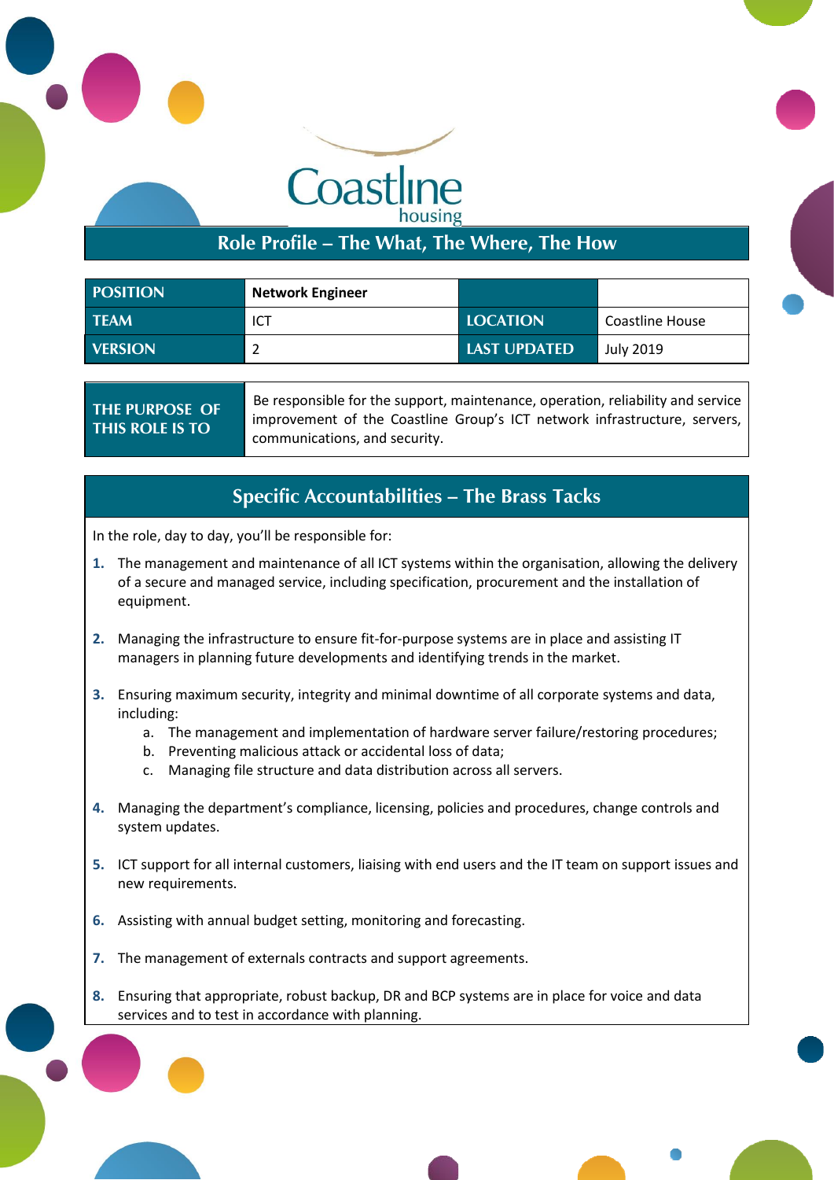Coastline housing

# Role Profile – The What, The Where, The How

| POSITION | Network Engineer | | |
|---|---|---|---|
| TEAM | ICT | LOCATION | Coastline House |
| VERSION | 2 | LAST UPDATED | July 2019 |

| THE PURPOSE OF THIS ROLE IS TO | Be responsible for the support, maintenance, operation, reliability and service improvement of the Coastline Group's ICT network infrastructure, servers, communications, and security. |
|---|---|

## Specific Accountabilities – The Brass Tacks

In the role, day to day, you'll be responsible for:

1. The management and maintenance of all ICT systems within the organisation, allowing the delivery of a secure and managed service, including specification, procurement and the installation of equipment.

2. Managing the infrastructure to ensure fit-for-purpose systems are in place and assisting IT managers in planning future developments and identifying trends in the market.

3. Ensuring maximum security, integrity and minimal downtime of all corporate systems and data, including:
   a. The management and implementation of hardware server failure/restoring procedures;
   b. Preventing malicious attack or accidental loss of data;
   c. Managing file structure and data distribution across all servers.

4. Managing the department's compliance, licensing, policies and procedures, change controls and system updates.

5. ICT support for all internal customers, liaising with end users and the IT team on support issues and new requirements.

6. Assisting with annual budget setting, monitoring and forecasting.

7. The management of externals contracts and support agreements.

8. Ensuring that appropriate, robust backup, DR and BCP systems are in place for voice and data services and to test in accordance with planning.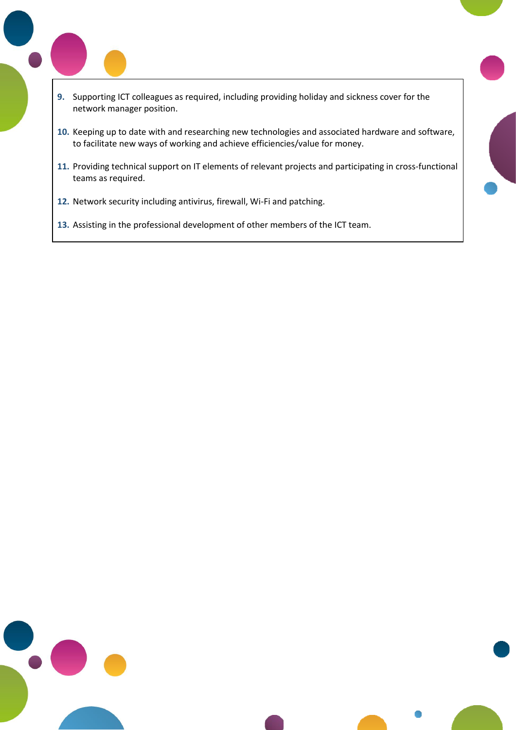9. Supporting ICT colleagues as required, including providing holiday and sickness cover for the network manager position.

10. Keeping up to date with and researching new technologies and associated hardware and software, to facilitate new ways of working and achieve efficiencies/value for money.

11. Providing technical support on IT elements of relevant projects and participating in cross-functional teams as required.

12. Network security including antivirus, firewall, Wi-Fi and patching.

13. Assisting in the professional development of other members of the ICT team.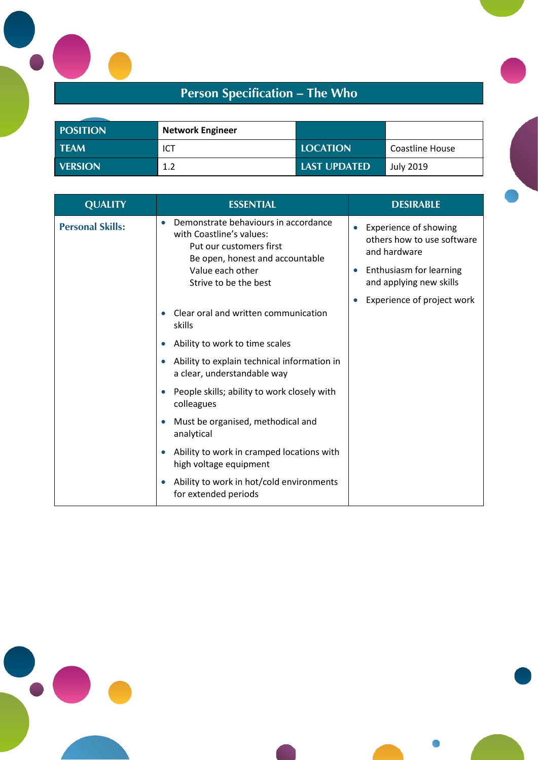# Person Specification – The Who

| POSITION | Network Engineer | | |
|---|---|---|---|
| TEAM | ICT | LOCATION | Coastline House |
| VERSION | 1.2 | LAST UPDATED | July 2019 |

| QUALITY | ESSENTIAL | DESIRABLE |
|---|---|---|
| **Personal Skills:** | • Demonstrate behaviours in accordance with Coastline's values:<br>Put our customers first<br>Be open, honest and accountable<br>Value each other<br>Strive to be the best<br>• Clear oral and written communication skills<br>• Ability to work to time scales<br>• Ability to explain technical information in a clear, understandable way<br>• People skills; ability to work closely with colleagues<br>• Must be organised, methodical and analytical<br>• Ability to work in cramped locations with high voltage equipment<br>• Ability to work in hot/cold environments for extended periods | • Experience of showing others how to use software and hardware<br>• Enthusiasm for learning and applying new skills<br>• Experience of project work |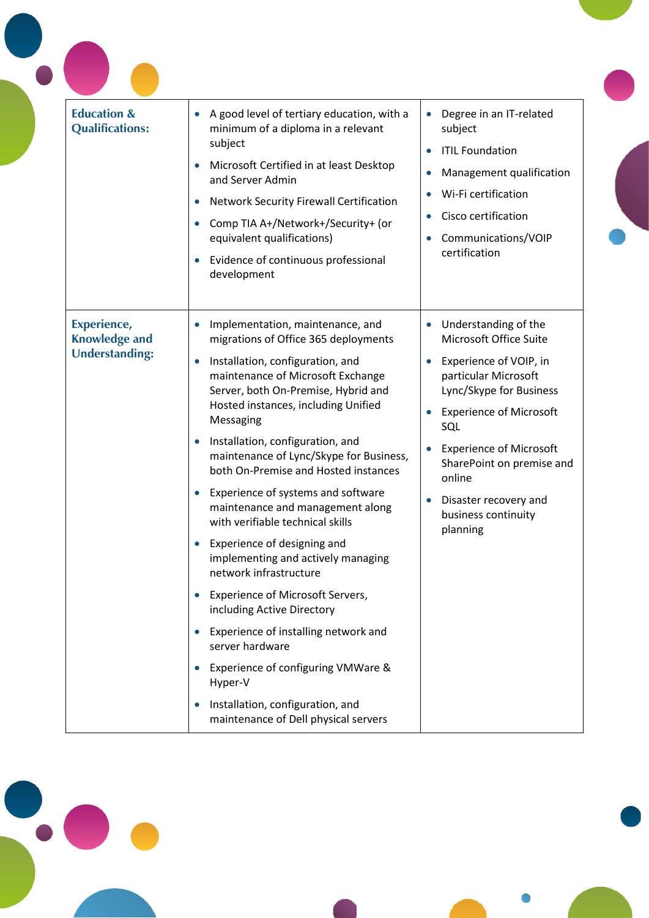| | | |
|---|---|---|
| **Education & Qualifications:** | • A good level of tertiary education, with a minimum of a diploma in a relevant subject<br>• Microsoft Certified in at least Desktop and Server Admin<br>• Network Security Firewall Certification<br>• Comp TIA A+/Network+/Security+ (or equivalent qualifications)<br>• Evidence of continuous professional development | • Degree in an IT-related subject<br>• ITIL Foundation<br>• Management qualification<br>• Wi-Fi certification<br>• Cisco certification<br>• Communications/VOIP certification |
| **Experience, Knowledge and Understanding:** | • Implementation, maintenance, and migrations of Office 365 deployments<br>• Installation, configuration, and maintenance of Microsoft Exchange Server, both On-Premise, Hybrid and Hosted instances, including Unified Messaging<br>• Installation, configuration, and maintenance of Lync/Skype for Business, both On-Premise and Hosted instances<br>• Experience of systems and software maintenance and management along with verifiable technical skills<br>• Experience of designing and implementing and actively managing network infrastructure<br>• Experience of Microsoft Servers, including Active Directory<br>• Experience of installing network and server hardware<br>• Experience of configuring VMWare & Hyper-V<br>• Installation, configuration, and maintenance of Dell physical servers | • Understanding of the Microsoft Office Suite<br>• Experience of VOIP, in particular Microsoft Lync/Skype for Business<br>• Experience of Microsoft SQL<br>• Experience of Microsoft SharePoint on premise and online<br>• Disaster recovery and business continuity planning |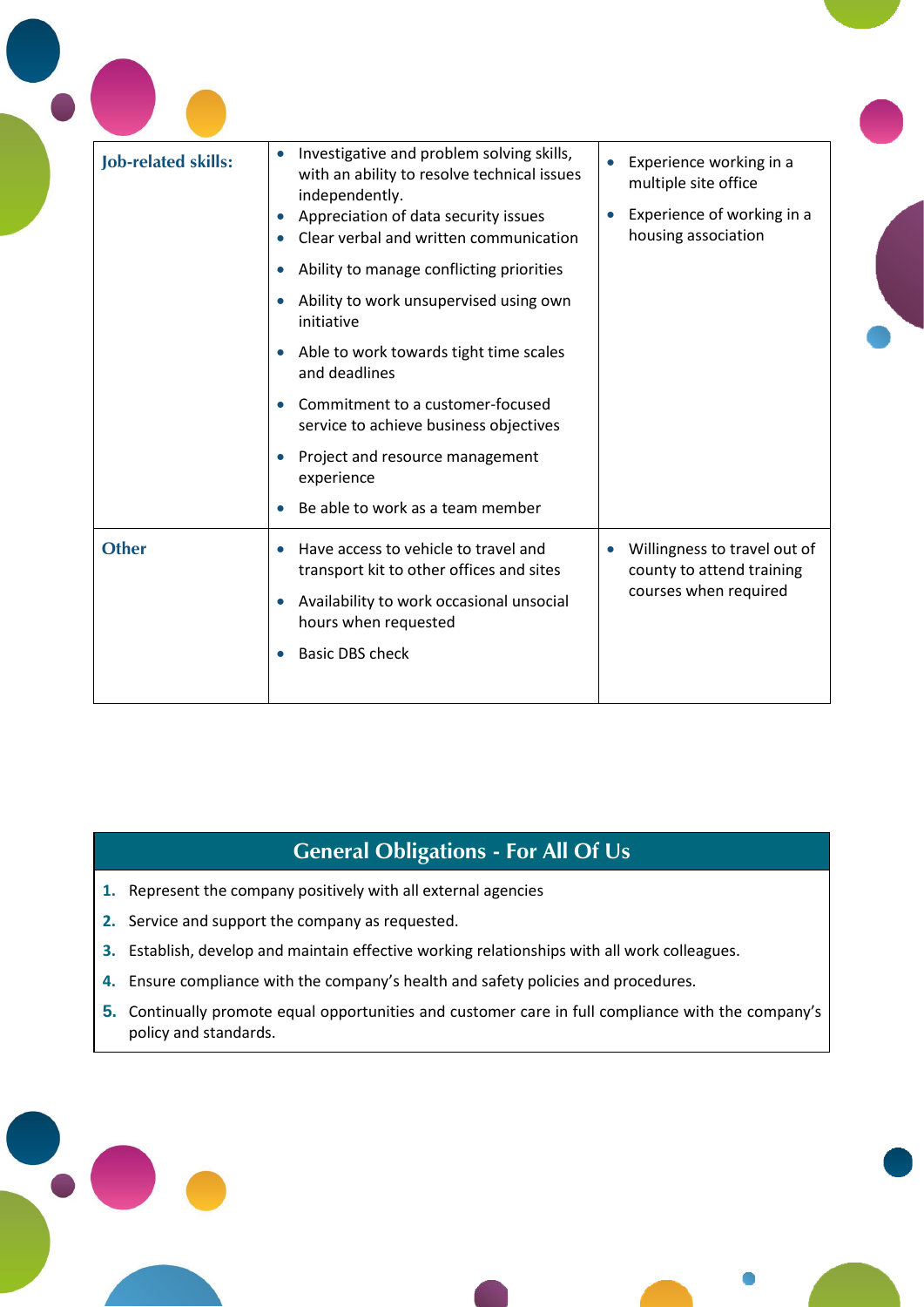| | | |
|---|---|---|
| **Job-related skills:** | • Investigative and problem solving skills, with an ability to resolve technical issues independently.<br>• Appreciation of data security issues<br>• Clear verbal and written communication<br>• Ability to manage conflicting priorities<br>• Ability to work unsupervised using own initiative<br>• Able to work towards tight time scales and deadlines<br>• Commitment to a customer-focused service to achieve business objectives<br>• Project and resource management experience<br>• Be able to work as a team member | • Experience working in a multiple site office<br>• Experience of working in a housing association |
| **Other** | • Have access to vehicle to travel and transport kit to other offices and sites<br>• Availability to work occasional unsocial hours when requested<br>• Basic DBS check | • Willingness to travel out of county to attend training courses when required |

## General Obligations - For All Of Us

1. Represent the company positively with all external agencies
2. Service and support the company as requested.
3. Establish, develop and maintain effective working relationships with all work colleagues.
4. Ensure compliance with the company's health and safety policies and procedures.
5. Continually promote equal opportunities and customer care in full compliance with the company's policy and standards.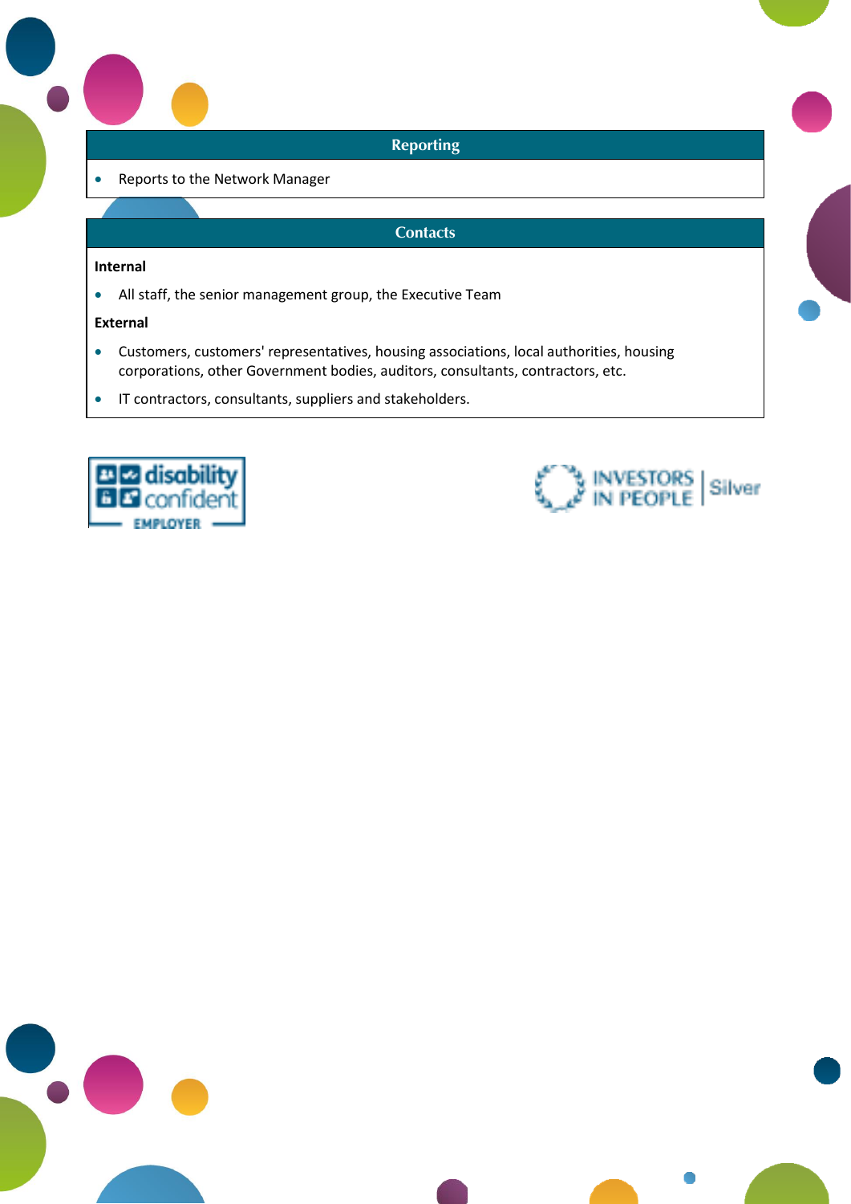## Reporting

- Reports to the Network Manager

## Contacts

**Internal**

- All staff, the senior management group, the Executive Team

**External**

- Customers, customers' representatives, housing associations, local authorities, housing corporations, other Government bodies, auditors, consultants, contractors, etc.
- IT contractors, consultants, suppliers and stakeholders.